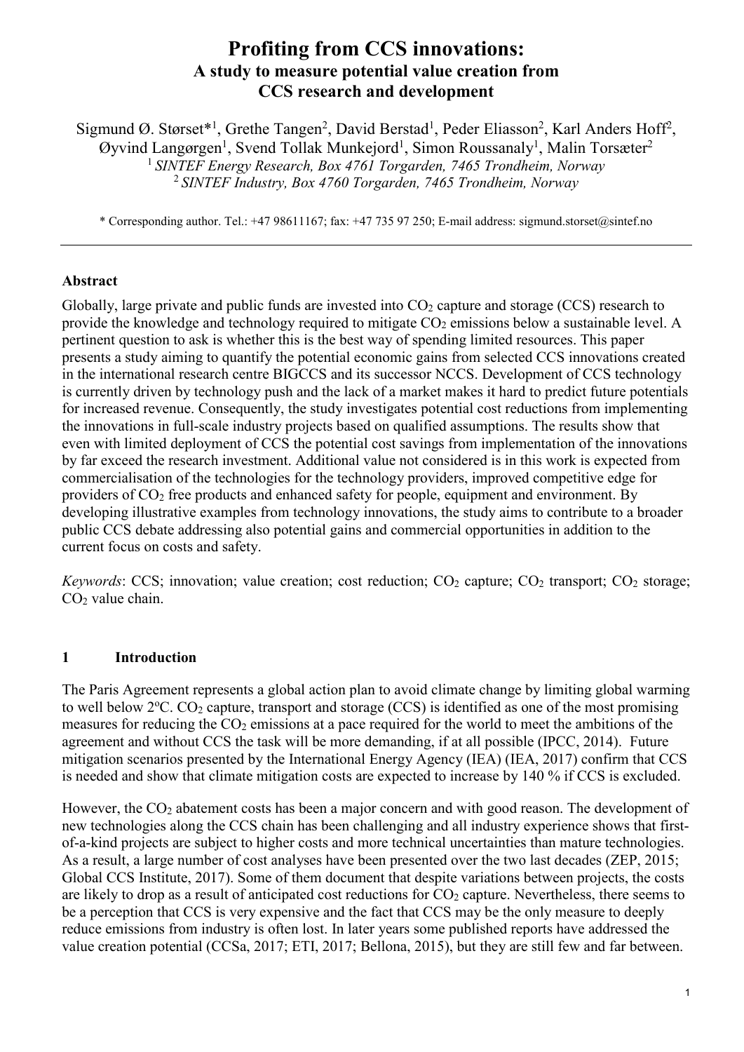# Profiting from CCS innovations:

## A study to measure potential value creation from CCS research and development

Sigmund Ø. Størset*[1], Grethe Tangen[2], David Berstad[1], Peder Eliasson[2], Karl Anders Hoff[2], Øyvind Langørgen[1], Svend Tollak Munkejord[1], Simon Roussanaly[1], Malin Torsæter[2]

[1] *SINTEF Energy Research, Box 4761 Torgarden, 7465 Trondheim, Norway*

[2] *SINTEF Industry, Box 4760 Torgarden, 7465 Trondheim, Norway*

* Corresponding author. Tel.: +47 98611167; fax: +47 735 97 250; E-mail address: sigmund.storset@sintef.no

---

**Abstract**

Globally, large private and public funds are invested into $CO_2$ capture and storage (CCS) research to provide the knowledge and technology required to mitigate $CO_2$ emissions below a sustainable level. A pertinent question to ask is whether this is the best way of spending limited resources. This paper presents a study aiming to quantify the potential economic gains from selected CCS innovations created in the international research centre BIGCCS and its successor NCCS. Development of CCS technology is currently driven by technology push and the lack of a market makes it hard to predict future potentials for increased revenue. Consequently, the study investigates potential cost reductions from implementing the innovations in full-scale industry projects based on qualified assumptions. The results show that even with limited deployment of CCS the potential cost savings from implementation of the innovations by far exceed the research investment. Additional value not considered is in this work is expected from commercialisation of the technologies for the technology providers, improved competitive edge for providers of $CO_2$ free products and enhanced safety for people, equipment and environment. By developing illustrative examples from technology innovations, the study aims to contribute to a broader public CCS debate addressing also potential gains and commercial opportunities in addition to the current focus on costs and safety.

*Keywords*: CCS; innovation; value creation; cost reduction; $CO_2$ capture; $CO_2$ transport; $CO_2$ storage; $CO_2$ value chain.

## 1 Introduction

The Paris Agreement represents a global action plan to avoid climate change by limiting global warming to well below 2ºC. $CO_2$ capture, transport and storage (CCS) is identified as one of the most promising measures for reducing the $CO_2$ emissions at a pace required for the world to meet the ambitions of the agreement and without CCS the task will be more demanding, if at all possible (IPCC, 2014). Future mitigation scenarios presented by the International Energy Agency (IEA) (IEA, 2017) confirm that CCS is needed and show that climate mitigation costs are expected to increase by 140 % if CCS is excluded.

However, the $CO_2$ abatement costs has been a major concern and with good reason. The development of new technologies along the CCS chain has been challenging and all industry experience shows that first-of-a-kind projects are subject to higher costs and more technical uncertainties than mature technologies. As a result, a large number of cost analyses have been presented over the two last decades (ZEP, 2015; Global CCS Institute, 2017). Some of them document that despite variations between projects, the costs are likely to drop as a result of anticipated cost reductions for $CO_2$ capture. Nevertheless, there seems to be a perception that CCS is very expensive and the fact that CCS may be the only measure to deeply reduce emissions from industry is often lost. In later years some published reports have addressed the value creation potential (CCSa, 2017; ETI, 2017; Bellona, 2015), but they are still few and far between.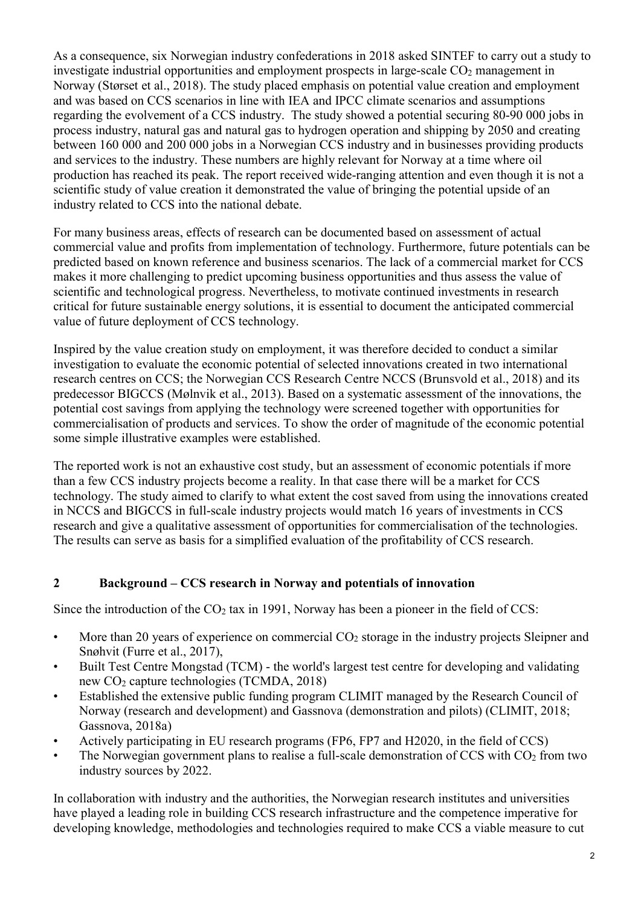As a consequence, six Norwegian industry confederations in 2018 asked SINTEF to carry out a study to investigate industrial opportunities and employment prospects in large-scale $CO_2$ management in Norway (Størset et al., 2018). The study placed emphasis on potential value creation and employment and was based on CCS scenarios in line with IEA and IPCC climate scenarios and assumptions regarding the evolvement of a CCS industry. The study showed a potential securing 80-90 000 jobs in process industry, natural gas and natural gas to hydrogen operation and shipping by 2050 and creating between 160 000 and 200 000 jobs in a Norwegian CCS industry and in businesses providing products and services to the industry. These numbers are highly relevant for Norway at a time where oil production has reached its peak. The report received wide-ranging attention and even though it is not a scientific study of value creation it demonstrated the value of bringing the potential upside of an industry related to CCS into the national debate.

For many business areas, effects of research can be documented based on assessment of actual commercial value and profits from implementation of technology. Furthermore, future potentials can be predicted based on known reference and business scenarios. The lack of a commercial market for CCS makes it more challenging to predict upcoming business opportunities and thus assess the value of scientific and technological progress. Nevertheless, to motivate continued investments in research critical for future sustainable energy solutions, it is essential to document the anticipated commercial value of future deployment of CCS technology.

Inspired by the value creation study on employment, it was therefore decided to conduct a similar investigation to evaluate the economic potential of selected innovations created in two international research centres on CCS; the Norwegian CCS Research Centre NCCS (Brunsvold et al., 2018) and its predecessor BIGCCS (Mølnvik et al., 2013). Based on a systematic assessment of the innovations, the potential cost savings from applying the technology were screened together with opportunities for commercialisation of products and services. To show the order of magnitude of the economic potential some simple illustrative examples were established.

The reported work is not an exhaustive cost study, but an assessment of economic potentials if more than a few CCS industry projects become a reality. In that case there will be a market for CCS technology. The study aimed to clarify to what extent the cost saved from using the innovations created in NCCS and BIGCCS in full-scale industry projects would match 16 years of investments in CCS research and give a qualitative assessment of opportunities for commercialisation of the technologies. The results can serve as basis for a simplified evaluation of the profitability of CCS research.

## 2 Background – CCS research in Norway and potentials of innovation

Since the introduction of the $CO_2$ tax in 1991, Norway has been a pioneer in the field of CCS:

- More than 20 years of experience on commercial $CO_2$ storage in the industry projects Sleipner and Snøhvit (Furre et al., 2017),
- Built Test Centre Mongstad (TCM) - the world's largest test centre for developing and validating new $CO_2$ capture technologies (TCMDA, 2018)
- Established the extensive public funding program CLIMIT managed by the Research Council of Norway (research and development) and Gassnova (demonstration and pilots) (CLIMIT, 2018; Gassnova, 2018a)
- Actively participating in EU research programs (FP6, FP7 and H2020, in the field of CCS)
- The Norwegian government plans to realise a full-scale demonstration of CCS with $CO_2$ from two industry sources by 2022.

In collaboration with industry and the authorities, the Norwegian research institutes and universities have played a leading role in building CCS research infrastructure and the competence imperative for developing knowledge, methodologies and technologies required to make CCS a viable measure to cut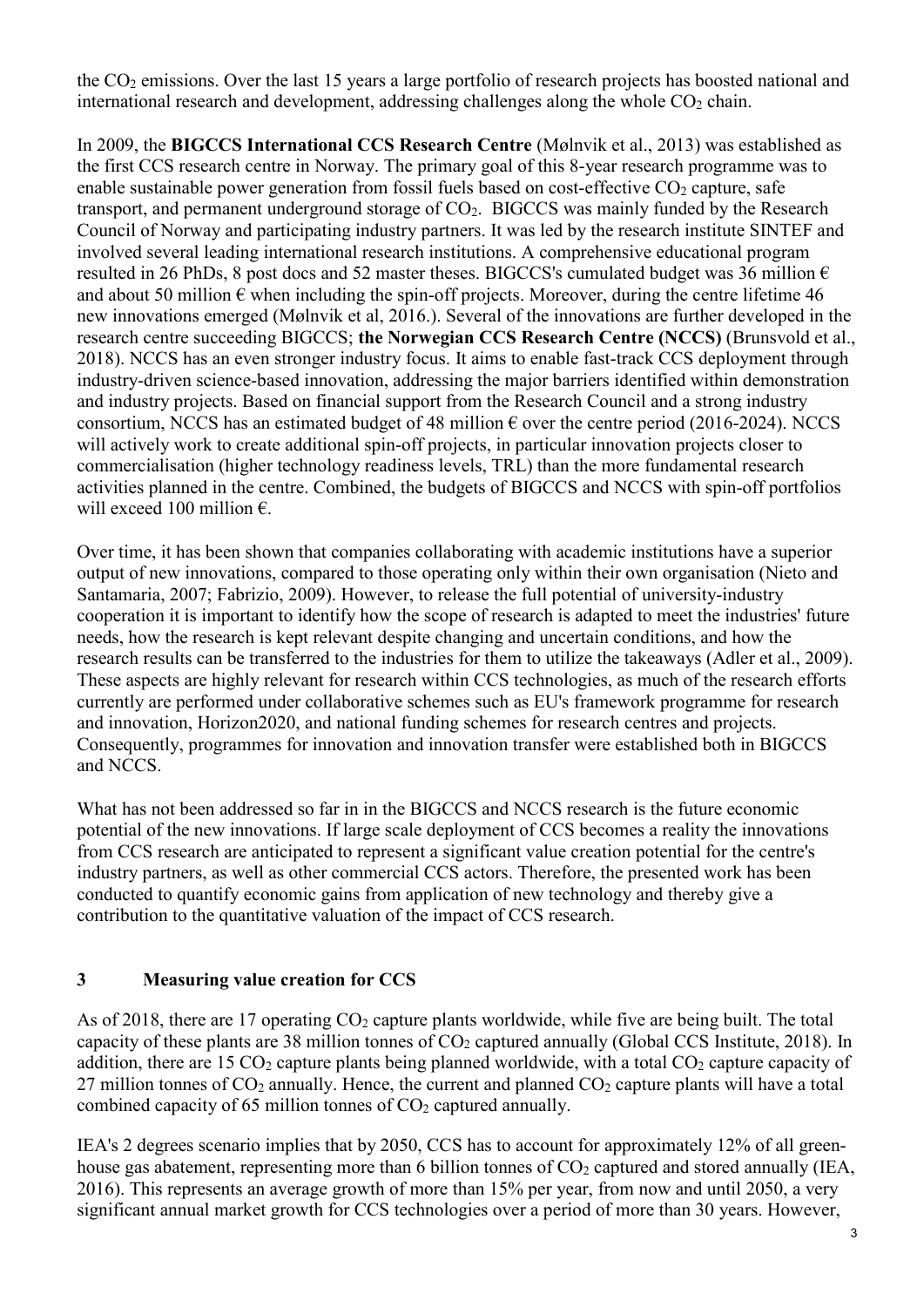the $CO_2$ emissions. Over the last 15 years a large portfolio of research projects has boosted national and international research and development, addressing challenges along the whole $CO_2$ chain.

In 2009, the **BIGCCS International CCS Research Centre** (Mølnvik et al., 2013) was established as the first CCS research centre in Norway. The primary goal of this 8-year research programme was to enable sustainable power generation from fossil fuels based on cost-effective $CO_2$ capture, safe transport, and permanent underground storage of $CO_2$. BIGCCS was mainly funded by the Research Council of Norway and participating industry partners. It was led by the research institute SINTEF and involved several leading international research institutions. A comprehensive educational program resulted in 26 PhDs, 8 post docs and 52 master theses. BIGCCS's cumulated budget was 36 million € and about 50 million € when including the spin-off projects. Moreover, during the centre lifetime 46 new innovations emerged (Mølnvik et al, 2016.). Several of the innovations are further developed in the research centre succeeding BIGCCS; **the Norwegian CCS Research Centre (NCCS)** (Brunsvold et al., 2018). NCCS has an even stronger industry focus. It aims to enable fast-track CCS deployment through industry-driven science-based innovation, addressing the major barriers identified within demonstration and industry projects. Based on financial support from the Research Council and a strong industry consortium, NCCS has an estimated budget of 48 million € over the centre period (2016-2024). NCCS will actively work to create additional spin-off projects, in particular innovation projects closer to commercialisation (higher technology readiness levels, TRL) than the more fundamental research activities planned in the centre. Combined, the budgets of BIGCCS and NCCS with spin-off portfolios will exceed 100 million €.

Over time, it has been shown that companies collaborating with academic institutions have a superior output of new innovations, compared to those operating only within their own organisation (Nieto and Santamaria, 2007; Fabrizio, 2009). However, to release the full potential of university-industry cooperation it is important to identify how the scope of research is adapted to meet the industries' future needs, how the research is kept relevant despite changing and uncertain conditions, and how the research results can be transferred to the industries for them to utilize the takeaways (Adler et al., 2009). These aspects are highly relevant for research within CCS technologies, as much of the research efforts currently are performed under collaborative schemes such as EU's framework programme for research and innovation, Horizon2020, and national funding schemes for research centres and projects. Consequently, programmes for innovation and innovation transfer were established both in BIGCCS and NCCS.

What has not been addressed so far in in the BIGCCS and NCCS research is the future economic potential of the new innovations. If large scale deployment of CCS becomes a reality the innovations from CCS research are anticipated to represent a significant value creation potential for the centre's industry partners, as well as other commercial CCS actors. Therefore, the presented work has been conducted to quantify economic gains from application of new technology and thereby give a contribution to the quantitative valuation of the impact of CCS research.

## 3 Measuring value creation for CCS

As of 2018, there are 17 operating $CO_2$ capture plants worldwide, while five are being built. The total capacity of these plants are 38 million tonnes of $CO_2$ captured annually (Global CCS Institute, 2018). In addition, there are 15 $CO_2$ capture plants being planned worldwide, with a total $CO_2$ capture capacity of 27 million tonnes of $CO_2$ annually. Hence, the current and planned $CO_2$ capture plants will have a total combined capacity of 65 million tonnes of $CO_2$ captured annually.

IEA's 2 degrees scenario implies that by 2050, CCS has to account for approximately 12% of all green-house gas abatement, representing more than 6 billion tonnes of $CO_2$ captured and stored annually (IEA, 2016). This represents an average growth of more than 15% per year, from now and until 2050, a very significant annual market growth for CCS technologies over a period of more than 30 years. However,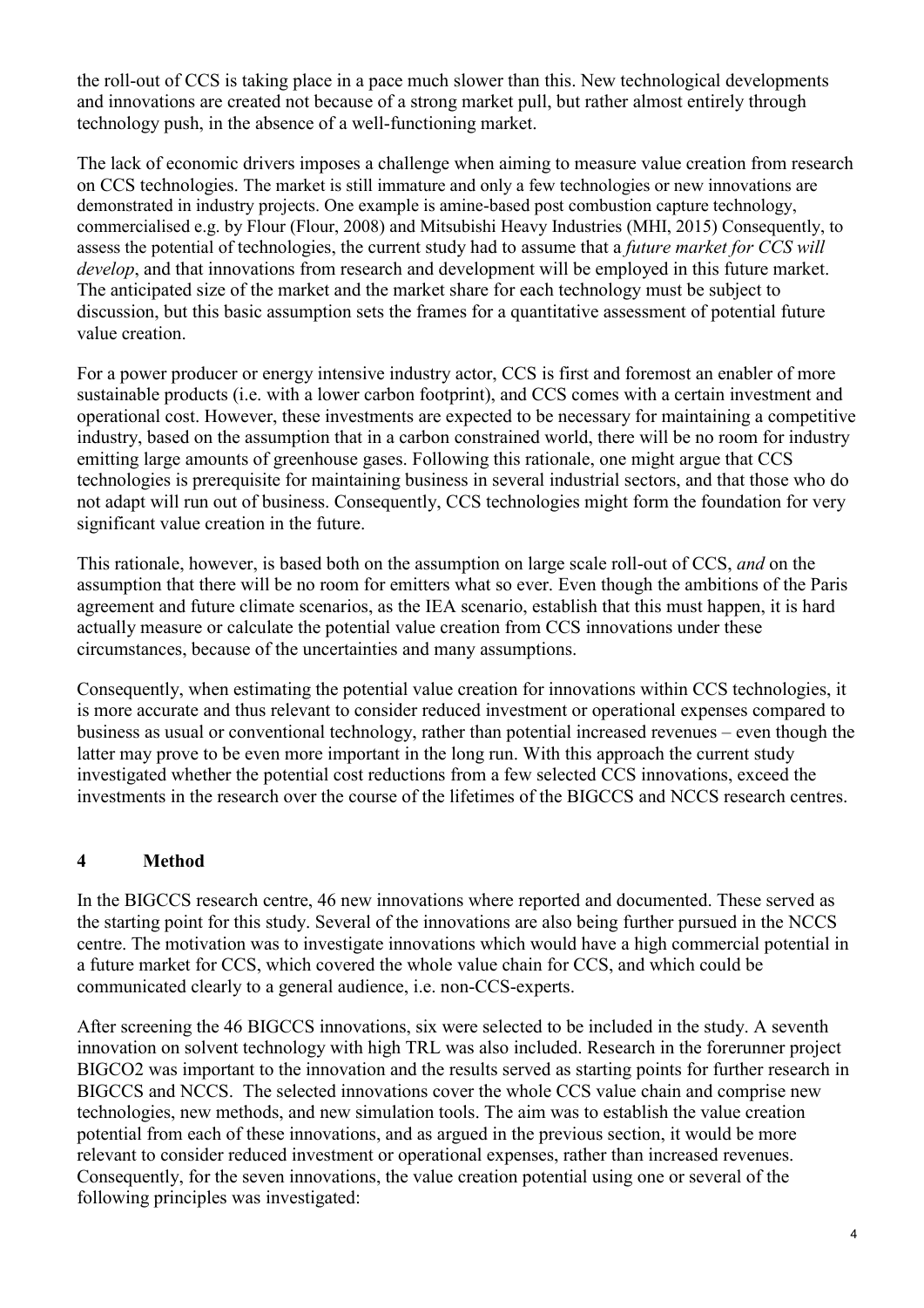the roll-out of CCS is taking place in a pace much slower than this. New technological developments and innovations are created not because of a strong market pull, but rather almost entirely through technology push, in the absence of a well-functioning market.

The lack of economic drivers imposes a challenge when aiming to measure value creation from research on CCS technologies. The market is still immature and only a few technologies or new innovations are demonstrated in industry projects. One example is amine-based post combustion capture technology, commercialised e.g. by Flour (Flour, 2008) and Mitsubishi Heavy Industries (MHI, 2015) Consequently, to assess the potential of technologies, the current study had to assume that a *future market for CCS will develop*, and that innovations from research and development will be employed in this future market. The anticipated size of the market and the market share for each technology must be subject to discussion, but this basic assumption sets the frames for a quantitative assessment of potential future value creation.

For a power producer or energy intensive industry actor, CCS is first and foremost an enabler of more sustainable products (i.e. with a lower carbon footprint), and CCS comes with a certain investment and operational cost. However, these investments are expected to be necessary for maintaining a competitive industry, based on the assumption that in a carbon constrained world, there will be no room for industry emitting large amounts of greenhouse gases. Following this rationale, one might argue that CCS technologies is prerequisite for maintaining business in several industrial sectors, and that those who do not adapt will run out of business. Consequently, CCS technologies might form the foundation for very significant value creation in the future.

This rationale, however, is based both on the assumption on large scale roll-out of CCS, *and* on the assumption that there will be no room for emitters what so ever. Even though the ambitions of the Paris agreement and future climate scenarios, as the IEA scenario, establish that this must happen, it is hard actually measure or calculate the potential value creation from CCS innovations under these circumstances, because of the uncertainties and many assumptions.

Consequently, when estimating the potential value creation for innovations within CCS technologies, it is more accurate and thus relevant to consider reduced investment or operational expenses compared to business as usual or conventional technology, rather than potential increased revenues – even though the latter may prove to be even more important in the long run. With this approach the current study investigated whether the potential cost reductions from a few selected CCS innovations, exceed the investments in the research over the course of the lifetimes of the BIGCCS and NCCS research centres.

# 4 Method

In the BIGCCS research centre, 46 new innovations where reported and documented. These served as the starting point for this study. Several of the innovations are also being further pursued in the NCCS centre. The motivation was to investigate innovations which would have a high commercial potential in a future market for CCS, which covered the whole value chain for CCS, and which could be communicated clearly to a general audience, i.e. non-CCS-experts.

After screening the 46 BIGCCS innovations, six were selected to be included in the study. A seventh innovation on solvent technology with high TRL was also included. Research in the forerunner project BIGCO2 was important to the innovation and the results served as starting points for further research in BIGCCS and NCCS. The selected innovations cover the whole CCS value chain and comprise new technologies, new methods, and new simulation tools. The aim was to establish the value creation potential from each of these innovations, and as argued in the previous section, it would be more relevant to consider reduced investment or operational expenses, rather than increased revenues. Consequently, for the seven innovations, the value creation potential using one or several of the following principles was investigated: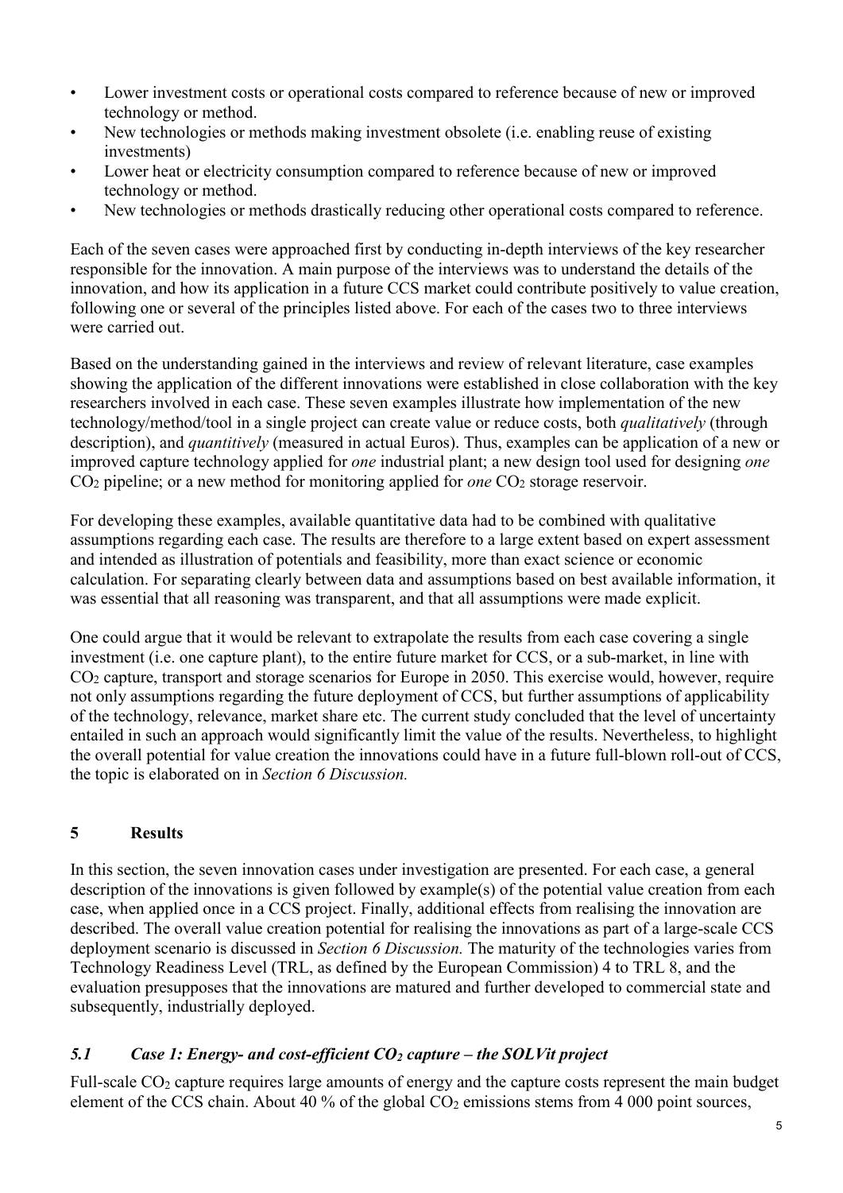- Lower investment costs or operational costs compared to reference because of new or improved technology or method.
- New technologies or methods making investment obsolete (i.e. enabling reuse of existing investments)
- Lower heat or electricity consumption compared to reference because of new or improved technology or method.
- New technologies or methods drastically reducing other operational costs compared to reference.

Each of the seven cases were approached first by conducting in-depth interviews of the key researcher responsible for the innovation. A main purpose of the interviews was to understand the details of the innovation, and how its application in a future CCS market could contribute positively to value creation, following one or several of the principles listed above. For each of the cases two to three interviews were carried out.

Based on the understanding gained in the interviews and review of relevant literature, case examples showing the application of the different innovations were established in close collaboration with the key researchers involved in each case. These seven examples illustrate how implementation of the new technology/method/tool in a single project can create value or reduce costs, both *qualitatively* (through description), and *quantitively* (measured in actual Euros). Thus, examples can be application of a new or improved capture technology applied for *one* industrial plant; a new design tool used for designing *one* $CO_2$ pipeline; or a new method for monitoring applied for *one* $CO_2$ storage reservoir.

For developing these examples, available quantitative data had to be combined with qualitative assumptions regarding each case. The results are therefore to a large extent based on expert assessment and intended as illustration of potentials and feasibility, more than exact science or economic calculation. For separating clearly between data and assumptions based on best available information, it was essential that all reasoning was transparent, and that all assumptions were made explicit.

One could argue that it would be relevant to extrapolate the results from each case covering a single investment (i.e. one capture plant), to the entire future market for CCS, or a sub-market, in line with $CO_2$ capture, transport and storage scenarios for Europe in 2050. This exercise would, however, require not only assumptions regarding the future deployment of CCS, but further assumptions of applicability of the technology, relevance, market share etc. The current study concluded that the level of uncertainty entailed in such an approach would significantly limit the value of the results. Nevertheless, to highlight the overall potential for value creation the innovations could have in a future full-blown roll-out of CCS, the topic is elaborated on in *Section 6 Discussion.*

# 5 Results

In this section, the seven innovation cases under investigation are presented. For each case, a general description of the innovations is given followed by example(s) of the potential value creation from each case, when applied once in a CCS project. Finally, additional effects from realising the innovation are described. The overall value creation potential for realising the innovations as part of a large-scale CCS deployment scenario is discussed in *Section 6 Discussion.* The maturity of the technologies varies from Technology Readiness Level (TRL, as defined by the European Commission) 4 to TRL 8, and the evaluation presupposes that the innovations are matured and further developed to commercial state and subsequently, industrially deployed.

## *5.1 Case 1: Energy- and cost-efficient $CO_2$ capture – the SOLVit project*

Full-scale $CO_2$ capture requires large amounts of energy and the capture costs represent the main budget element of the CCS chain. About 40 % of the global $CO_2$ emissions stems from 4 000 point sources,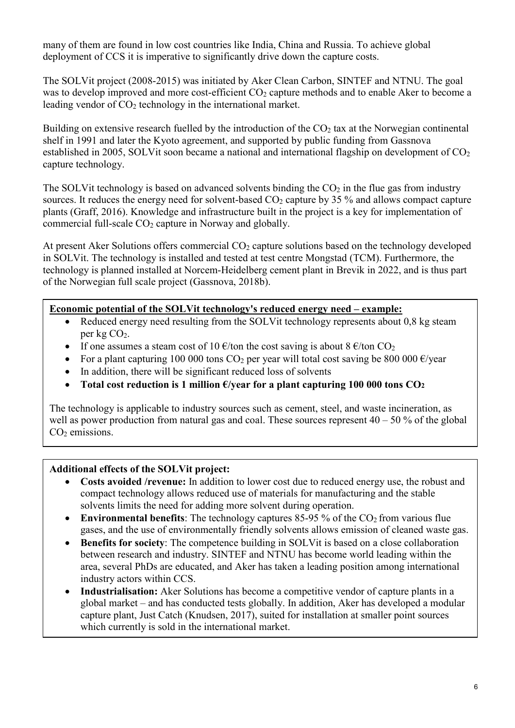many of them are found in low cost countries like India, China and Russia. To achieve global deployment of CCS it is imperative to significantly drive down the capture costs.

The SOLVit project (2008-2015) was initiated by Aker Clean Carbon, SINTEF and NTNU. The goal was to develop improved and more cost-efficient $CO_2$ capture methods and to enable Aker to become a leading vendor of $CO_2$ technology in the international market.

Building on extensive research fuelled by the introduction of the $CO_2$ tax at the Norwegian continental shelf in 1991 and later the Kyoto agreement, and supported by public funding from Gassnova established in 2005, SOLVit soon became a national and international flagship on development of $CO_2$ capture technology.

The SOLVit technology is based on advanced solvents binding the $CO_2$ in the flue gas from industry sources. It reduces the energy need for solvent-based $CO_2$ capture by 35 % and allows compact capture plants (Graff, 2016). Knowledge and infrastructure built in the project is a key for implementation of commercial full-scale $CO_2$ capture in Norway and globally.

At present Aker Solutions offers commercial $CO_2$ capture solutions based on the technology developed in SOLVit. The technology is installed and tested at test centre Mongstad (TCM). Furthermore, the technology is planned installed at Norcem-Heidelberg cement plant in Brevik in 2022, and is thus part of the Norwegian full scale project (Gassnova, 2018b).

**Economic potential of the SOLVit technology's reduced energy need – example:**

- Reduced energy need resulting from the SOLVit technology represents about 0,8 kg steam per kg $CO_2$.
- If one assumes a steam cost of 10 €/ton the cost saving is about 8 €/ton $CO_2$
- For a plant capturing 100 000 tons $CO_2$ per year will total cost saving be 800 000 €/year
- In addition, there will be significant reduced loss of solvents
- **Total cost reduction is 1 million €/year for a plant capturing 100 000 tons $CO_2$**

The technology is applicable to industry sources such as cement, steel, and waste incineration, as well as power production from natural gas and coal. These sources represent 40 – 50 % of the global $CO_2$ emissions.

**Additional effects of the SOLVit project:**

- **Costs avoided /revenue:** In addition to lower cost due to reduced energy use, the robust and compact technology allows reduced use of materials for manufacturing and the stable solvents limits the need for adding more solvent during operation.
- **Environmental benefits**: The technology captures 85-95 % of the $CO_2$ from various flue gases, and the use of environmentally friendly solvents allows emission of cleaned waste gas.
- **Benefits for society**: The competence building in SOLVit is based on a close collaboration between research and industry. SINTEF and NTNU has become world leading within the area, several PhDs are educated, and Aker has taken a leading position among international industry actors within CCS.
- **Industrialisation:** Aker Solutions has become a competitive vendor of capture plants in a global market – and has conducted tests globally. In addition, Aker has developed a modular capture plant, Just Catch (Knudsen, 2017), suited for installation at smaller point sources which currently is sold in the international market.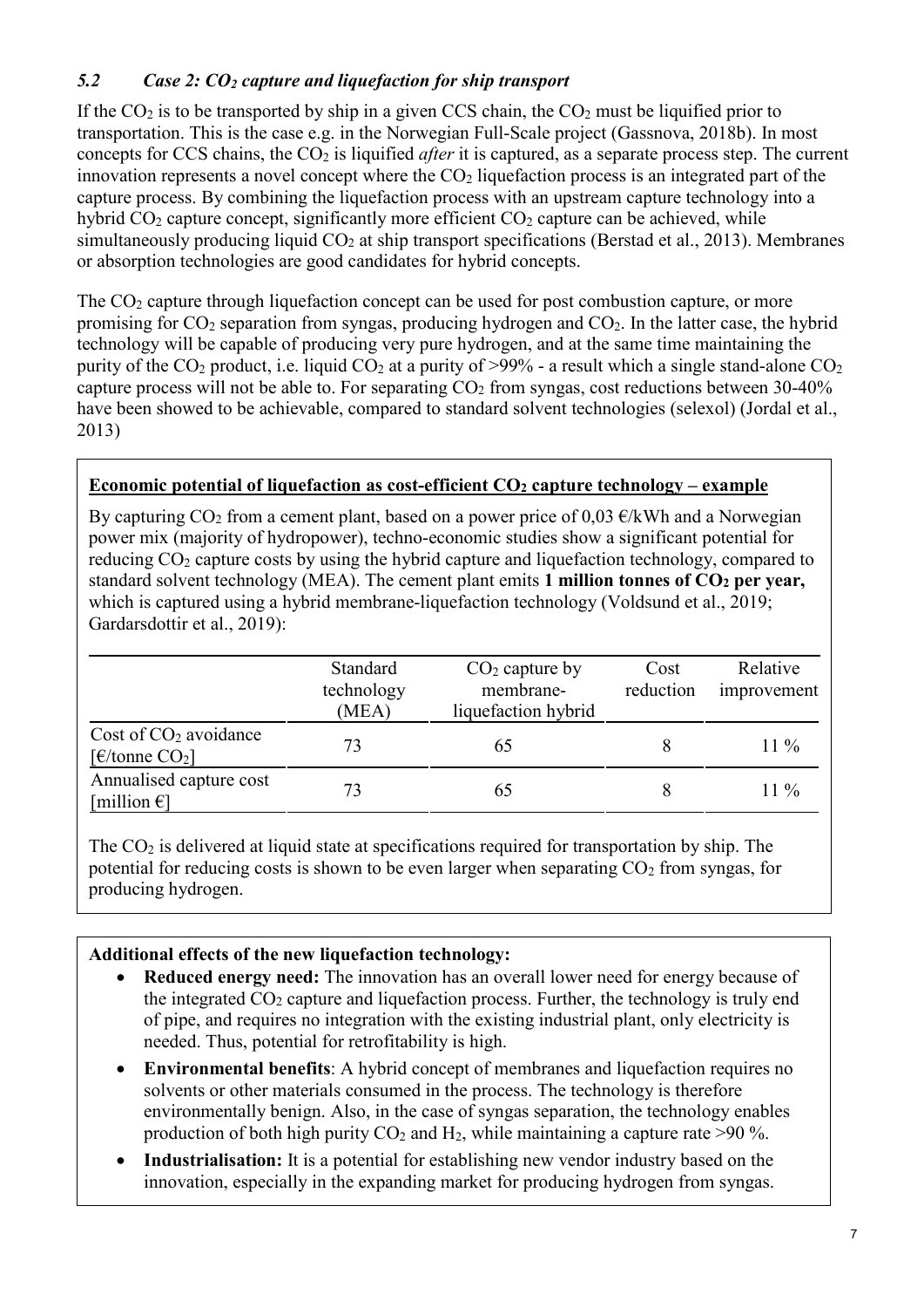### *5.2 Case 2: $CO_2$ capture and liquefaction for ship transport*

If the $CO_2$ is to be transported by ship in a given CCS chain, the $CO_2$ must be liquified prior to transportation. This is the case e.g. in the Norwegian Full-Scale project (Gassnova, 2018b). In most concepts for CCS chains, the $CO_2$ is liquified *after* it is captured, as a separate process step. The current innovation represents a novel concept where the $CO_2$ liquefaction process is an integrated part of the capture process. By combining the liquefaction process with an upstream capture technology into a hybrid $CO_2$ capture concept, significantly more efficient $CO_2$ capture can be achieved, while simultaneously producing liquid $CO_2$ at ship transport specifications (Berstad et al., 2013). Membranes or absorption technologies are good candidates for hybrid concepts.

The $CO_2$ capture through liquefaction concept can be used for post combustion capture, or more promising for $CO_2$ separation from syngas, producing hydrogen and $CO_2$. In the latter case, the hybrid technology will be capable of producing very pure hydrogen, and at the same time maintaining the purity of the $CO_2$ product, i.e. liquid $CO_2$ at a purity of >99% - a result which a single stand-alone $CO_2$ capture process will not be able to. For separating $CO_2$ from syngas, cost reductions between 30-40% have been showed to be achievable, compared to standard solvent technologies (selexol) (Jordal et al., 2013)

**Economic potential of liquefaction as cost-efficient $CO_2$ capture technology – example**

By capturing $CO_2$ from a cement plant, based on a power price of 0,03 €/kWh and a Norwegian power mix (majority of hydropower), techno-economic studies show a significant potential for reducing $CO_2$ capture costs by using the hybrid capture and liquefaction technology, compared to standard solvent technology (MEA). The cement plant emits **1 million tonnes of $CO_2$ per year,** which is captured using a hybrid membrane-liquefaction technology (Voldsund et al., 2019; Gardarsdottir et al., 2019):

| | Standard technology (MEA) | $CO_2$ capture by membrane-liquefaction hybrid | Cost reduction | Relative improvement |
|---|---|---|---|---|
| Cost of $CO_2$ avoidance [€/tonne $CO_2$] | 73 | 65 | 8 | 11 % |
| Annualised capture cost [million €] | 73 | 65 | 8 | 11 % |

The $CO_2$ is delivered at liquid state at specifications required for transportation by ship. The potential for reducing costs is shown to be even larger when separating $CO_2$ from syngas, for producing hydrogen.

**Additional effects of the new liquefaction technology:**

- **Reduced energy need:** The innovation has an overall lower need for energy because of the integrated $CO_2$ capture and liquefaction process. Further, the technology is truly end of pipe, and requires no integration with the existing industrial plant, only electricity is needed. Thus, potential for retrofitability is high.
- **Environmental benefits**: A hybrid concept of membranes and liquefaction requires no solvents or other materials consumed in the process. The technology is therefore environmentally benign. Also, in the case of syngas separation, the technology enables production of both high purity $CO_2$ and $H_2$, while maintaining a capture rate >90 %.
- **Industrialisation:** It is a potential for establishing new vendor industry based on the innovation, especially in the expanding market for producing hydrogen from syngas.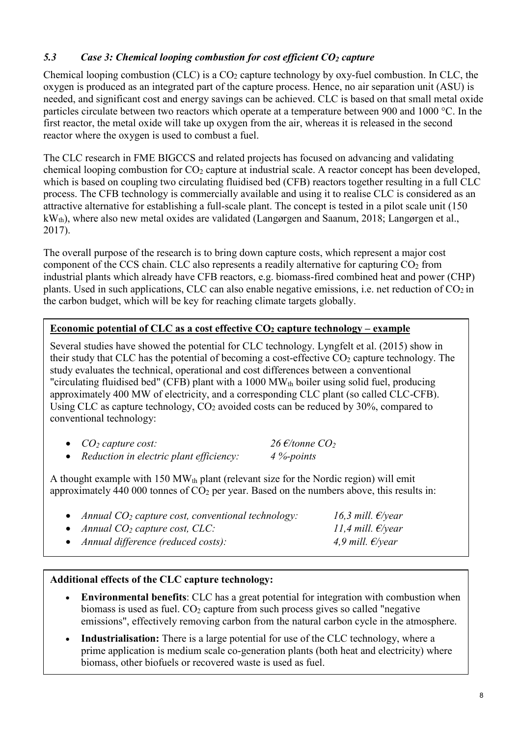### *5.3 Case 3: Chemical looping combustion for cost efficient $CO_2$ capture*

Chemical looping combustion (CLC) is a $CO_2$ capture technology by oxy-fuel combustion. In CLC, the oxygen is produced as an integrated part of the capture process. Hence, no air separation unit (ASU) is needed, and significant cost and energy savings can be achieved. CLC is based on that small metal oxide particles circulate between two reactors which operate at a temperature between 900 and 1000 °C. In the first reactor, the metal oxide will take up oxygen from the air, whereas it is released in the second reactor where the oxygen is used to combust a fuel.

The CLC research in FME BIGCCS and related projects has focused on advancing and validating chemical looping combustion for $CO_2$ capture at industrial scale. A reactor concept has been developed, which is based on coupling two circulating fluidised bed (CFB) reactors together resulting in a full CLC process. The CFB technology is commercially available and using it to realise CLC is considered as an attractive alternative for establishing a full-scale plant. The concept is tested in a pilot scale unit (150 $kW_{th}$), where also new metal oxides are validated (Langørgen and Saanum, 2018; Langørgen et al., 2017).

The overall purpose of the research is to bring down capture costs, which represent a major cost component of the CCS chain. CLC also represents a readily alternative for capturing $CO_2$ from industrial plants which already have CFB reactors, e.g. biomass-fired combined heat and power (CHP) plants. Used in such applications, CLC can also enable negative emissions, i.e. net reduction of $CO_2$ in the carbon budget, which will be key for reaching climate targets globally.

**Economic potential of CLC as a cost effective $CO_2$ capture technology – example**

Several studies have showed the potential for CLC technology. Lyngfelt et al. (2015) show in their study that CLC has the potential of becoming a cost-effective $CO_2$ capture technology. The study evaluates the technical, operational and cost differences between a conventional "circulating fluidised bed" (CFB) plant with a 1000 $MW_{th}$ boiler using solid fuel, producing approximately 400 MW of electricity, and a corresponding CLC plant (so called CLC-CFB). Using CLC as capture technology, $CO_2$ avoided costs can be reduced by 30%, compared to conventional technology:

- *$CO_2$ capture cost:* *26 €/tonne $CO_2$*
- *Reduction in electric plant efficiency:* *4 %-points*

A thought example with 150 $MW_{th}$ plant (relevant size for the Nordic region) will emit approximately 440 000 tonnes of $CO_2$ per year. Based on the numbers above, this results in:

- *Annual $CO_2$ capture cost, conventional technology:* *16,3 mill. €/year*
- *Annual $CO_2$ capture cost, CLC:* *11,4 mill. €/year*
- *Annual difference (reduced costs):* *4,9 mill. €/year*

**Additional effects of the CLC capture technology:**

- **Environmental benefits**: CLC has a great potential for integration with combustion when biomass is used as fuel. $CO_2$ capture from such process gives so called "negative emissions", effectively removing carbon from the natural carbon cycle in the atmosphere.
- **Industrialisation:** There is a large potential for use of the CLC technology, where a prime application is medium scale co-generation plants (both heat and electricity) where biomass, other biofuels or recovered waste is used as fuel.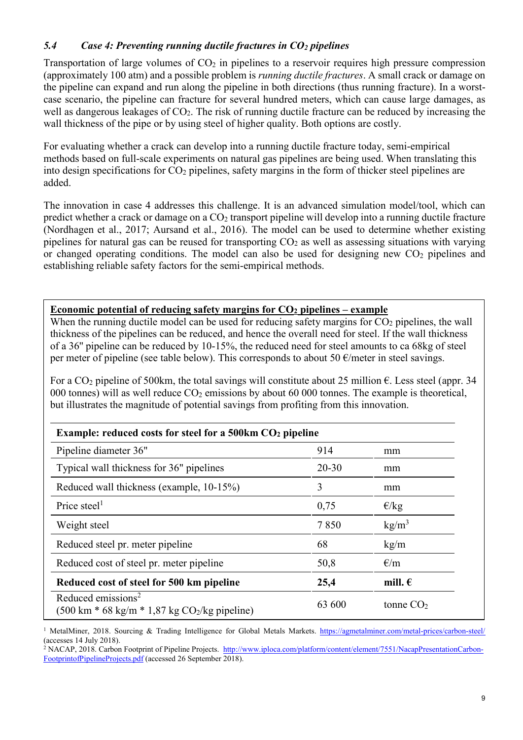### 5.4 *Case 4: Preventing running ductile fractures in $CO_2$ pipelines*

Transportation of large volumes of $CO_2$ in pipelines to a reservoir requires high pressure compression (approximately 100 atm) and a possible problem is *running ductile fractures*. A small crack or damage on the pipeline can expand and run along the pipeline in both directions (thus running fracture). In a worst-case scenario, the pipeline can fracture for several hundred meters, which can cause large damages, as well as dangerous leakages of $CO_2$. The risk of running ductile fracture can be reduced by increasing the wall thickness of the pipe or by using steel of higher quality. Both options are costly.

For evaluating whether a crack can develop into a running ductile fracture today, semi-empirical methods based on full-scale experiments on natural gas pipelines are being used. When translating this into design specifications for $CO_2$ pipelines, safety margins in the form of thicker steel pipelines are added.

The innovation in case 4 addresses this challenge. It is an advanced simulation model/tool, which can predict whether a crack or damage on a $CO_2$ transport pipeline will develop into a running ductile fracture (Nordhagen et al., 2017; Aursand et al., 2016). The model can be used to determine whether existing pipelines for natural gas can be reused for transporting $CO_2$ as well as assessing situations with varying or changed operating conditions. The model can also be used for designing new $CO_2$ pipelines and establishing reliable safety factors for the semi-empirical methods.

**Economic potential of reducing safety margins for $CO_2$ pipelines – example**

When the running ductile model can be used for reducing safety margins for $CO_2$ pipelines, the wall thickness of the pipelines can be reduced, and hence the overall need for steel. If the wall thickness of a 36" pipeline can be reduced by 10-15%, the reduced need for steel amounts to ca 68kg of steel per meter of pipeline (see table below). This corresponds to about 50 €/meter in steel savings.

For a $CO_2$ pipeline of 500km, the total savings will constitute about 25 million €. Less steel (appr. 34 000 tonnes) will as well reduce $CO_2$ emissions by about 60 000 tonnes. The example is theoretical, but illustrates the magnitude of potential savings from profiting from this innovation.

| **Example: reduced costs for steel for a 500km $CO_2$ pipeline** | | |
|---|---|---|
| Pipeline diameter 36" | 914 | mm |
| Typical wall thickness for 36" pipelines | 20-30 | mm |
| Reduced wall thickness (example, 10-15%) | 3 | mm |
| Price steel[1] | 0,75 | €/kg |
| Weight steel | 7 850 | kg/m$^3$ |
| Reduced steel pr. meter pipeline | 68 | kg/m |
| Reduced cost of steel pr. meter pipeline | 50,8 | €/m |
| **Reduced cost of steel for 500 km pipeline** | **25,4** | **mill. €** |
| Reduced emissions[2] (500 km * 68 kg/m * 1,87 kg $CO_2$/kg pipeline) | 63 600 | tonne $CO_2$ |

[1] MetalMiner, 2018. Sourcing & Trading Intelligence for Global Metals Markets. https://agmetalminer.com/metal-prices/carbon-steel/ (accesses 14 July 2018).

[2] NACAP, 2018. Carbon Footprint of Pipeline Projects. http://www.iploca.com/platform/content/element/7551/NacapPresentationCarbon-FootprintofPipelineProjects.pdf (accessed 26 September 2018).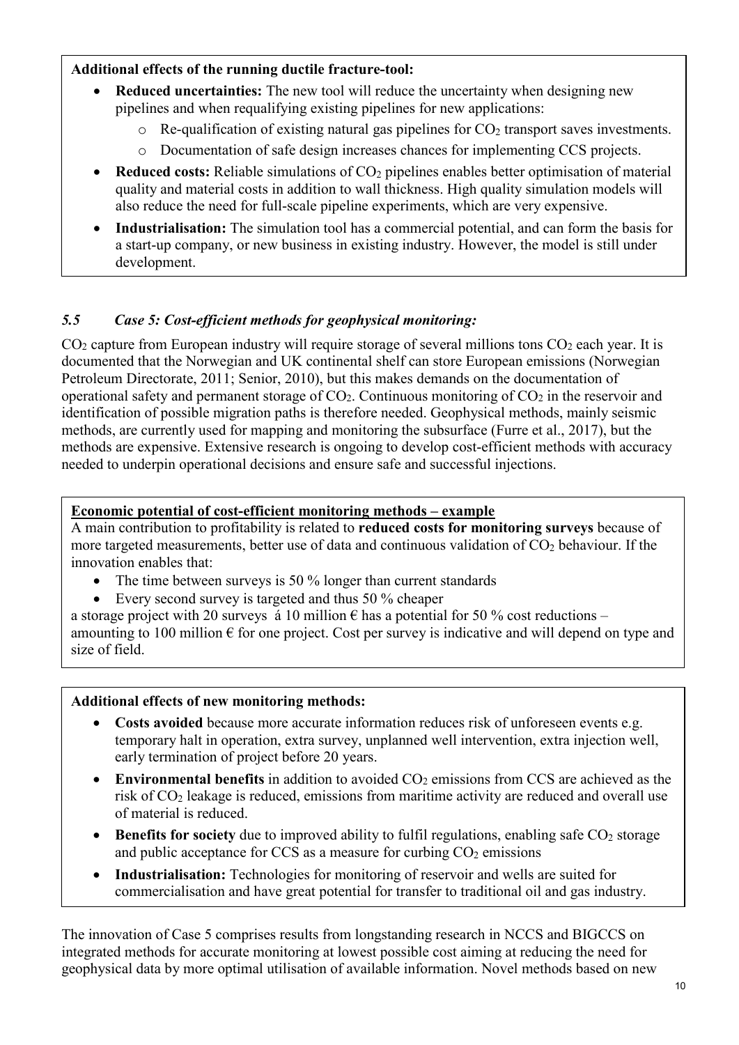**Additional effects of the running ductile fracture-tool:**

- **Reduced uncertainties:** The new tool will reduce the uncertainty when designing new pipelines and when requalifying existing pipelines for new applications:
  - Re-qualification of existing natural gas pipelines for $CO_2$ transport saves investments.
  - Documentation of safe design increases chances for implementing CCS projects.
- **Reduced costs:** Reliable simulations of $CO_2$ pipelines enables better optimisation of material quality and material costs in addition to wall thickness. High quality simulation models will also reduce the need for full-scale pipeline experiments, which are very expensive.
- **Industrialisation:** The simulation tool has a commercial potential, and can form the basis for a start-up company, or new business in existing industry. However, the model is still under development.

### *5.5 Case 5: Cost-efficient methods for geophysical monitoring:*

$CO_2$ capture from European industry will require storage of several millions tons $CO_2$ each year. It is documented that the Norwegian and UK continental shelf can store European emissions (Norwegian Petroleum Directorate, 2011; Senior, 2010), but this makes demands on the documentation of operational safety and permanent storage of $CO_2$. Continuous monitoring of $CO_2$ in the reservoir and identification of possible migration paths is therefore needed. Geophysical methods, mainly seismic methods, are currently used for mapping and monitoring the subsurface (Furre et al., 2017), but the methods are expensive. Extensive research is ongoing to develop cost-efficient methods with accuracy needed to underpin operational decisions and ensure safe and successful injections.

**Economic potential of cost-efficient monitoring methods – example**

A main contribution to profitability is related to **reduced costs for monitoring surveys** because of more targeted measurements, better use of data and continuous validation of $CO_2$ behaviour. If the innovation enables that:

- The time between surveys is 50 % longer than current standards
- Every second survey is targeted and thus 50 % cheaper

a storage project with 20 surveys á 10 million € has a potential for 50 % cost reductions – amounting to 100 million € for one project. Cost per survey is indicative and will depend on type and size of field.

**Additional effects of new monitoring methods:**

- **Costs avoided** because more accurate information reduces risk of unforeseen events e.g. temporary halt in operation, extra survey, unplanned well intervention, extra injection well, early termination of project before 20 years.
- **Environmental benefits** in addition to avoided $CO_2$ emissions from CCS are achieved as the risk of $CO_2$ leakage is reduced, emissions from maritime activity are reduced and overall use of material is reduced.
- **Benefits for society** due to improved ability to fulfil regulations, enabling safe $CO_2$ storage and public acceptance for CCS as a measure for curbing $CO_2$ emissions
- **Industrialisation:** Technologies for monitoring of reservoir and wells are suited for commercialisation and have great potential for transfer to traditional oil and gas industry.

The innovation of Case 5 comprises results from longstanding research in NCCS and BIGCCS on integrated methods for accurate monitoring at lowest possible cost aiming at reducing the need for geophysical data by more optimal utilisation of available information. Novel methods based on new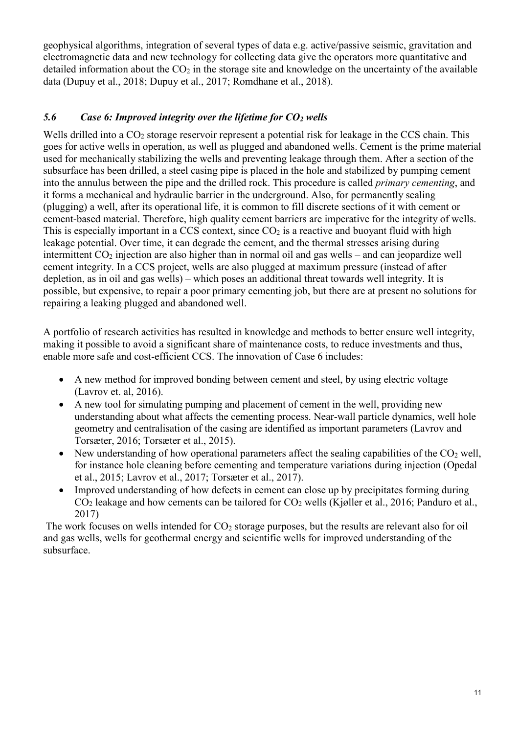geophysical algorithms, integration of several types of data e.g. active/passive seismic, gravitation and electromagnetic data and new technology for collecting data give the operators more quantitative and detailed information about the $CO_2$ in the storage site and knowledge on the uncertainty of the available data (Dupuy et al., 2018; Dupuy et al., 2017; Romdhane et al., 2018).

### *5.6 Case 6: Improved integrity over the lifetime for $CO_2$ wells*

Wells drilled into a $CO_2$ storage reservoir represent a potential risk for leakage in the CCS chain. This goes for active wells in operation, as well as plugged and abandoned wells. Cement is the prime material used for mechanically stabilizing the wells and preventing leakage through them. After a section of the subsurface has been drilled, a steel casing pipe is placed in the hole and stabilized by pumping cement into the annulus between the pipe and the drilled rock. This procedure is called *primary cementing*, and it forms a mechanical and hydraulic barrier in the underground. Also, for permanently sealing (plugging) a well, after its operational life, it is common to fill discrete sections of it with cement or cement-based material. Therefore, high quality cement barriers are imperative for the integrity of wells. This is especially important in a CCS context, since $CO_2$ is a reactive and buoyant fluid with high leakage potential. Over time, it can degrade the cement, and the thermal stresses arising during intermittent $CO_2$ injection are also higher than in normal oil and gas wells – and can jeopardize well cement integrity. In a CCS project, wells are also plugged at maximum pressure (instead of after depletion, as in oil and gas wells) – which poses an additional threat towards well integrity. It is possible, but expensive, to repair a poor primary cementing job, but there are at present no solutions for repairing a leaking plugged and abandoned well.

A portfolio of research activities has resulted in knowledge and methods to better ensure well integrity, making it possible to avoid a significant share of maintenance costs, to reduce investments and thus, enable more safe and cost-efficient CCS. The innovation of Case 6 includes:

- A new method for improved bonding between cement and steel, by using electric voltage (Lavrov et. al, 2016).
- A new tool for simulating pumping and placement of cement in the well, providing new understanding about what affects the cementing process. Near-wall particle dynamics, well hole geometry and centralisation of the casing are identified as important parameters (Lavrov and Torsæter, 2016; Torsæter et al., 2015).
- New understanding of how operational parameters affect the sealing capabilities of the $CO_2$ well, for instance hole cleaning before cementing and temperature variations during injection (Opedal et al., 2015; Lavrov et al., 2017; Torsæter et al., 2017).
- Improved understanding of how defects in cement can close up by precipitates forming during $CO_2$ leakage and how cements can be tailored for $CO_2$ wells (Kjøller et al., 2016; Panduro et al., 2017)

The work focuses on wells intended for $CO_2$ storage purposes, but the results are relevant also for oil and gas wells, wells for geothermal energy and scientific wells for improved understanding of the subsurface.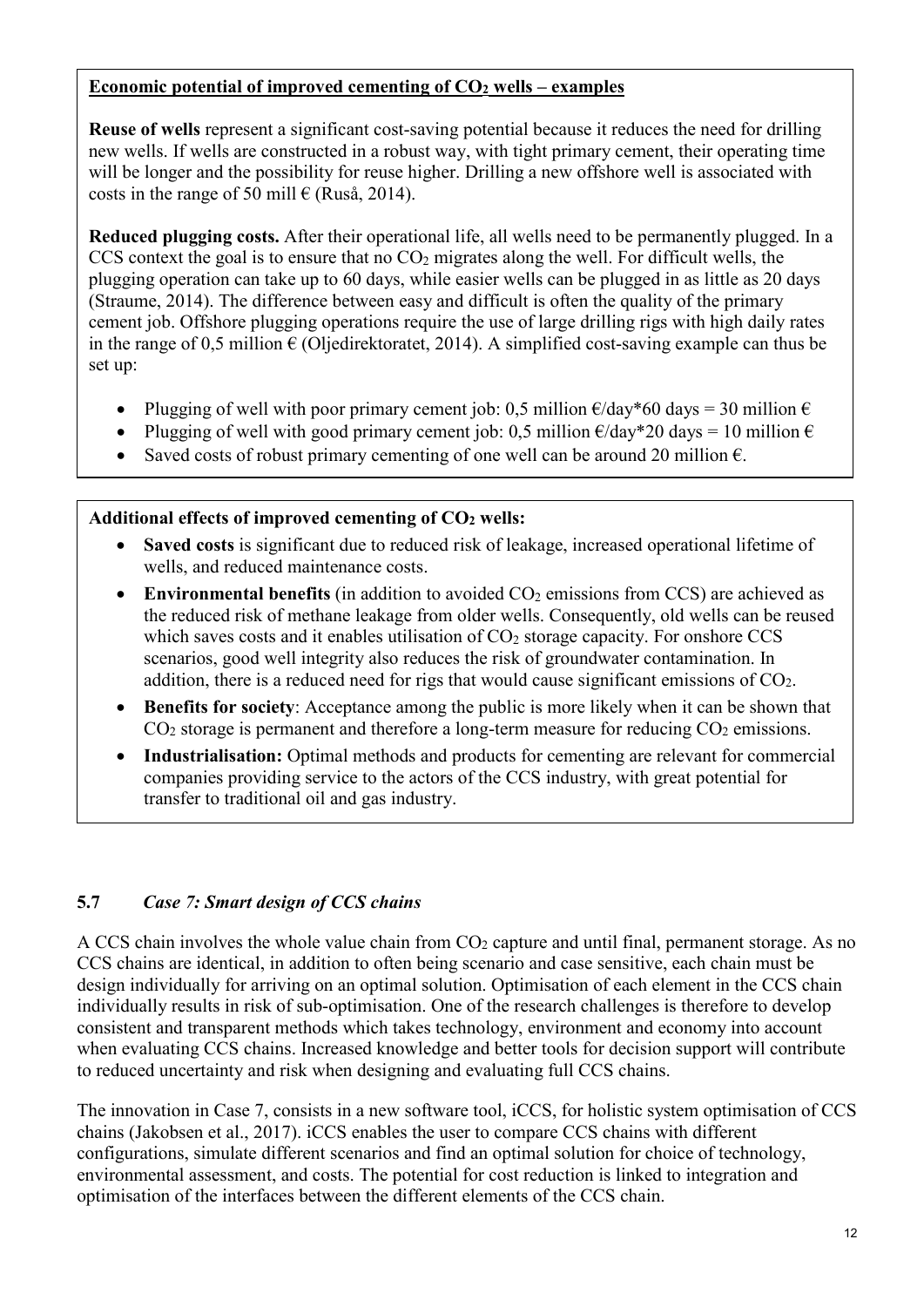**Economic potential of improved cementing of $CO_2$ wells – examples**

**Reuse of wells** represent a significant cost-saving potential because it reduces the need for drilling new wells. If wells are constructed in a robust way, with tight primary cement, their operating time will be longer and the possibility for reuse higher. Drilling a new offshore well is associated with costs in the range of 50 mill € (Ruså, 2014).

**Reduced plugging costs.** After their operational life, all wells need to be permanently plugged. In a CCS context the goal is to ensure that no $CO_2$ migrates along the well. For difficult wells, the plugging operation can take up to 60 days, while easier wells can be plugged in as little as 20 days (Straume, 2014). The difference between easy and difficult is often the quality of the primary cement job. Offshore plugging operations require the use of large drilling rigs with high daily rates in the range of 0,5 million € (Oljedirektoratet, 2014). A simplified cost-saving example can thus be set up:

- Plugging of well with poor primary cement job: 0,5 million €/day*60 days = 30 million €
- Plugging of well with good primary cement job: 0,5 million €/day*20 days = 10 million €
- Saved costs of robust primary cementing of one well can be around 20 million €.

**Additional effects of improved cementing of $CO_2$ wells:**

- **Saved costs** is significant due to reduced risk of leakage, increased operational lifetime of wells, and reduced maintenance costs.
- **Environmental benefits** (in addition to avoided $CO_2$ emissions from CCS) are achieved as the reduced risk of methane leakage from older wells. Consequently, old wells can be reused which saves costs and it enables utilisation of $CO_2$ storage capacity. For onshore CCS scenarios, good well integrity also reduces the risk of groundwater contamination. In addition, there is a reduced need for rigs that would cause significant emissions of $CO_2$.
- **Benefits for society**: Acceptance among the public is more likely when it can be shown that $CO_2$ storage is permanent and therefore a long-term measure for reducing $CO_2$ emissions.
- **Industrialisation:** Optimal methods and products for cementing are relevant for commercial companies providing service to the actors of the CCS industry, with great potential for transfer to traditional oil and gas industry.

## 5.7 *Case 7: Smart design of CCS chains*

A CCS chain involves the whole value chain from $CO_2$ capture and until final, permanent storage. As no CCS chains are identical, in addition to often being scenario and case sensitive, each chain must be design individually for arriving on an optimal solution. Optimisation of each element in the CCS chain individually results in risk of sub-optimisation. One of the research challenges is therefore to develop consistent and transparent methods which takes technology, environment and economy into account when evaluating CCS chains. Increased knowledge and better tools for decision support will contribute to reduced uncertainty and risk when designing and evaluating full CCS chains.

The innovation in Case 7, consists in a new software tool, iCCS, for holistic system optimisation of CCS chains (Jakobsen et al., 2017). iCCS enables the user to compare CCS chains with different configurations, simulate different scenarios and find an optimal solution for choice of technology, environmental assessment, and costs. The potential for cost reduction is linked to integration and optimisation of the interfaces between the different elements of the CCS chain.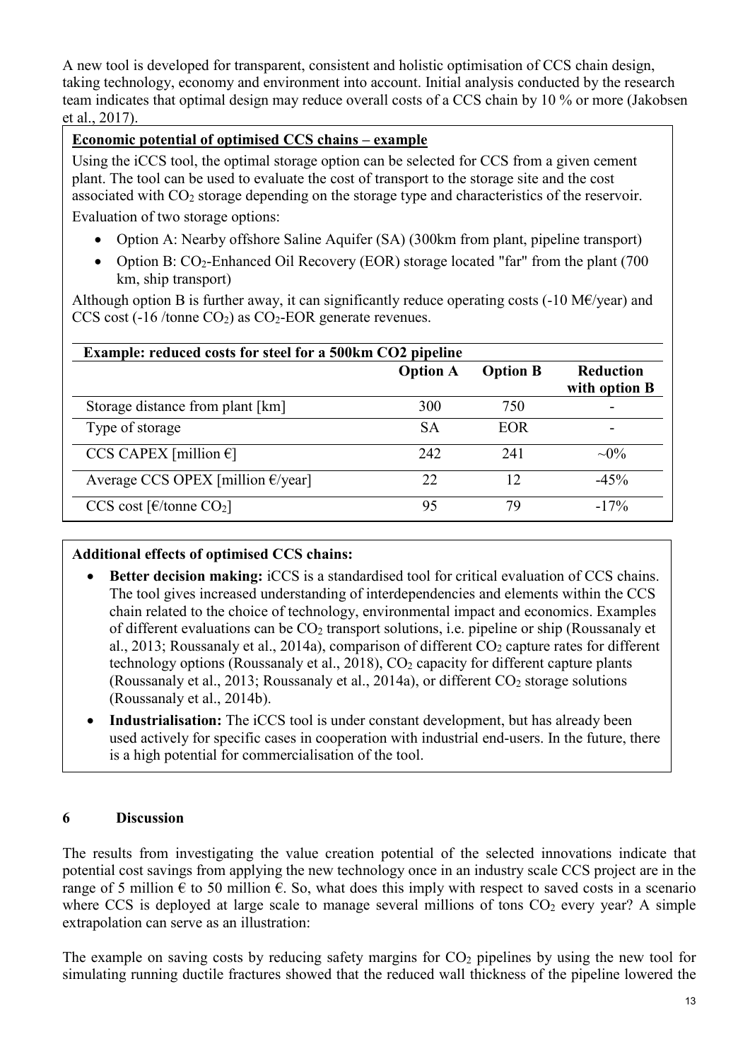A new tool is developed for transparent, consistent and holistic optimisation of CCS chain design, taking technology, economy and environment into account. Initial analysis conducted by the research team indicates that optimal design may reduce overall costs of a CCS chain by 10 % or more (Jakobsen et al., 2017).

**Economic potential of optimised CCS chains – example**

Using the iCCS tool, the optimal storage option can be selected for CCS from a given cement plant. The tool can be used to evaluate the cost of transport to the storage site and the cost associated with $CO_2$ storage depending on the storage type and characteristics of the reservoir.

Evaluation of two storage options:

- Option A: Nearby offshore Saline Aquifer (SA) (300km from plant, pipeline transport)
- Option B: $CO_2$-Enhanced Oil Recovery (EOR) storage located "far" from the plant (700 km, ship transport)

Although option B is further away, it can significantly reduce operating costs (-10 M€/year) and CCS cost (-16 /tonne $CO_2$) as $CO_2$-EOR generate revenues.

**Example: reduced costs for steel for a 500km CO2 pipeline**

| | Option A | Option B | Reduction with option B |
|---|---|---|---|
| Storage distance from plant [km] | 300 | 750 | - |
| Type of storage | SA | EOR | - |
| CCS CAPEX [million €] | 242 | 241 | ~0% |
| Average CCS OPEX [million €/year] | 22 | 12 | -45% |
| CCS cost [€/tonne $CO_2$] | 95 | 79 | -17% |

**Additional effects of optimised CCS chains:**

- **Better decision making:** iCCS is a standardised tool for critical evaluation of CCS chains. The tool gives increased understanding of interdependencies and elements within the CCS chain related to the choice of technology, environmental impact and economics. Examples of different evaluations can be $CO_2$ transport solutions, i.e. pipeline or ship (Roussanaly et al., 2013; Roussanaly et al., 2014a), comparison of different $CO_2$ capture rates for different technology options (Roussanaly et al., 2018), $CO_2$ capacity for different capture plants (Roussanaly et al., 2013; Roussanaly et al., 2014a), or different $CO_2$ storage solutions (Roussanaly et al., 2014b).
- **Industrialisation:** The iCCS tool is under constant development, but has already been used actively for specific cases in cooperation with industrial end-users. In the future, there is a high potential for commercialisation of the tool.

## 6 Discussion

The results from investigating the value creation potential of the selected innovations indicate that potential cost savings from applying the new technology once in an industry scale CCS project are in the range of 5 million € to 50 million €. So, what does this imply with respect to saved costs in a scenario where CCS is deployed at large scale to manage several millions of tons $CO_2$ every year? A simple extrapolation can serve as an illustration:

The example on saving costs by reducing safety margins for $CO_2$ pipelines by using the new tool for simulating running ductile fractures showed that the reduced wall thickness of the pipeline lowered the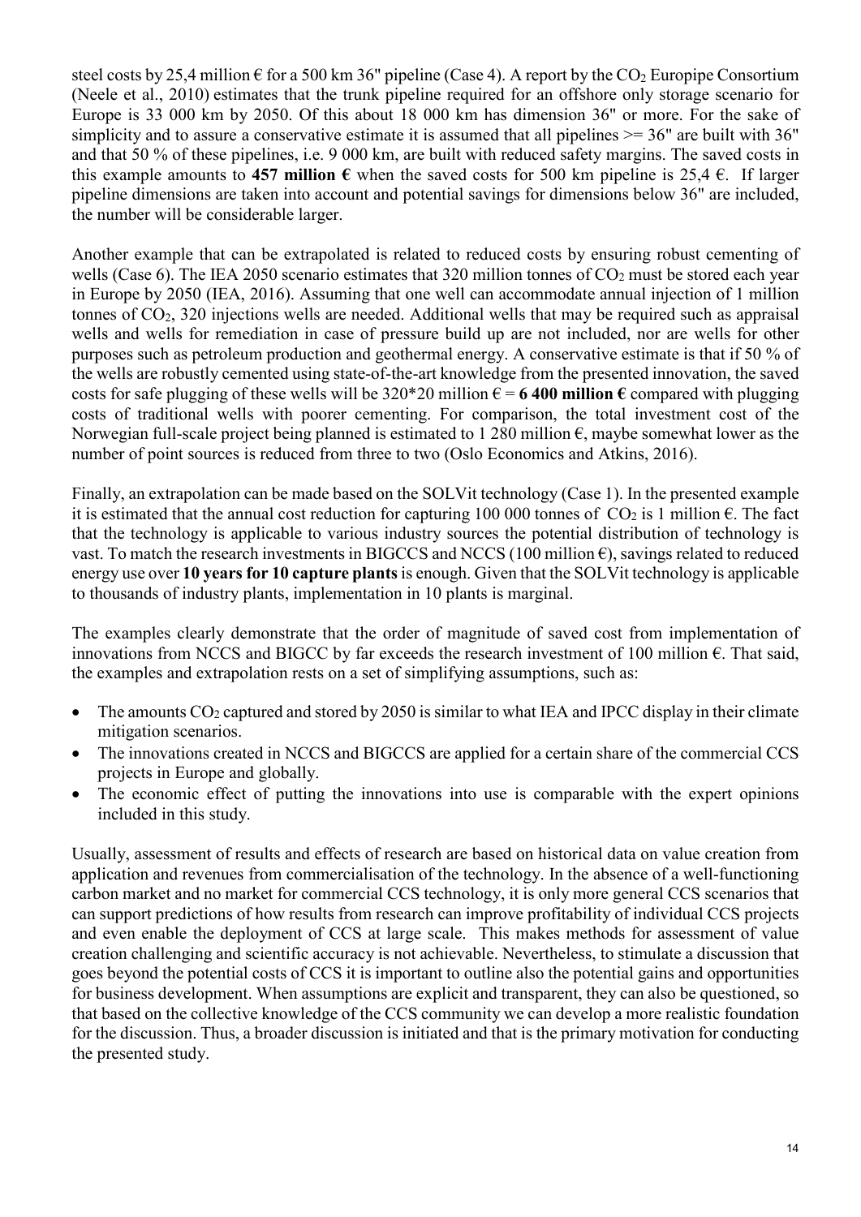steel costs by 25,4 million € for a 500 km 36" pipeline (Case 4). A report by the $CO_2$ Europipe Consortium (Neele et al., 2010) estimates that the trunk pipeline required for an offshore only storage scenario for Europe is 33 000 km by 2050. Of this about 18 000 km has dimension 36" or more. For the sake of simplicity and to assure a conservative estimate it is assumed that all pipelines >= 36" are built with 36" and that 50 % of these pipelines, i.e. 9 000 km, are built with reduced safety margins. The saved costs in this example amounts to **457 million €** when the saved costs for 500 km pipeline is 25,4 €. If larger pipeline dimensions are taken into account and potential savings for dimensions below 36" are included, the number will be considerable larger.

Another example that can be extrapolated is related to reduced costs by ensuring robust cementing of wells (Case 6). The IEA 2050 scenario estimates that 320 million tonnes of $CO_2$ must be stored each year in Europe by 2050 (IEA, 2016). Assuming that one well can accommodate annual injection of 1 million tonnes of $CO_2$, 320 injections wells are needed. Additional wells that may be required such as appraisal wells and wells for remediation in case of pressure build up are not included, nor are wells for other purposes such as petroleum production and geothermal energy. A conservative estimate is that if 50 % of the wells are robustly cemented using state-of-the-art knowledge from the presented innovation, the saved costs for safe plugging of these wells will be 320*20 million € = **6 400 million €** compared with plugging costs of traditional wells with poorer cementing. For comparison, the total investment cost of the Norwegian full-scale project being planned is estimated to 1 280 million €, maybe somewhat lower as the number of point sources is reduced from three to two (Oslo Economics and Atkins, 2016).

Finally, an extrapolation can be made based on the SOLVit technology (Case 1). In the presented example it is estimated that the annual cost reduction for capturing 100 000 tonnes of $CO_2$ is 1 million €. The fact that the technology is applicable to various industry sources the potential distribution of technology is vast. To match the research investments in BIGCCS and NCCS (100 million €), savings related to reduced energy use over **10 years for 10 capture plants** is enough. Given that the SOLVit technology is applicable to thousands of industry plants, implementation in 10 plants is marginal.

The examples clearly demonstrate that the order of magnitude of saved cost from implementation of innovations from NCCS and BIGCC by far exceeds the research investment of 100 million €. That said, the examples and extrapolation rests on a set of simplifying assumptions, such as:

- The amounts $CO_2$ captured and stored by 2050 is similar to what IEA and IPCC display in their climate mitigation scenarios.
- The innovations created in NCCS and BIGCCS are applied for a certain share of the commercial CCS projects in Europe and globally.
- The economic effect of putting the innovations into use is comparable with the expert opinions included in this study.

Usually, assessment of results and effects of research are based on historical data on value creation from application and revenues from commercialisation of the technology. In the absence of a well-functioning carbon market and no market for commercial CCS technology, it is only more general CCS scenarios that can support predictions of how results from research can improve profitability of individual CCS projects and even enable the deployment of CCS at large scale. This makes methods for assessment of value creation challenging and scientific accuracy is not achievable. Nevertheless, to stimulate a discussion that goes beyond the potential costs of CCS it is important to outline also the potential gains and opportunities for business development. When assumptions are explicit and transparent, they can also be questioned, so that based on the collective knowledge of the CCS community we can develop a more realistic foundation for the discussion. Thus, a broader discussion is initiated and that is the primary motivation for conducting the presented study.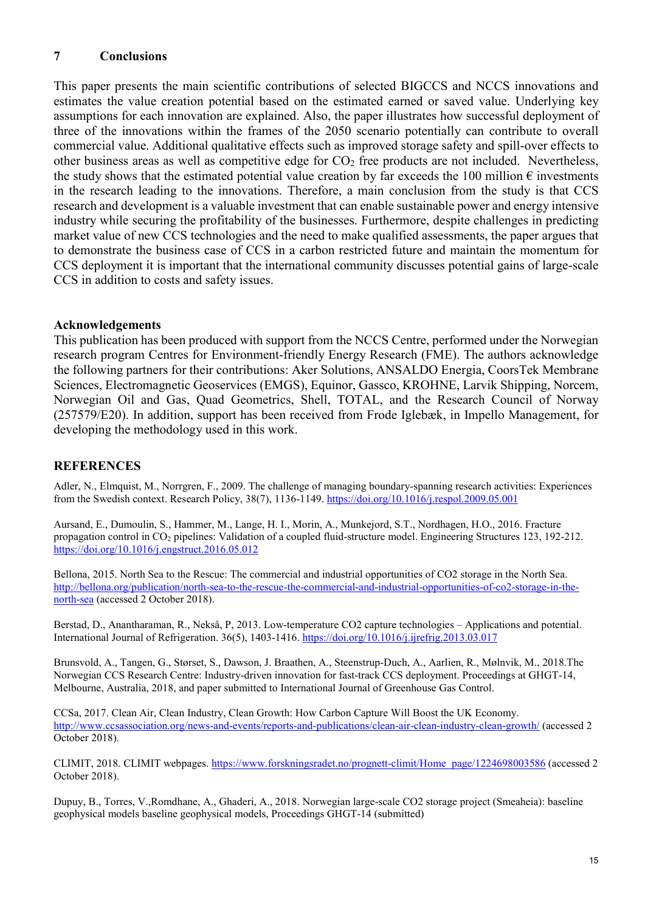## 7 Conclusions

This paper presents the main scientific contributions of selected BIGCCS and NCCS innovations and estimates the value creation potential based on the estimated earned or saved value. Underlying key assumptions for each innovation are explained. Also, the paper illustrates how successful deployment of three of the innovations within the frames of the 2050 scenario potentially can contribute to overall commercial value. Additional qualitative effects such as improved storage safety and spill-over effects to other business areas as well as competitive edge for $CO_2$ free products are not included. Nevertheless, the study shows that the estimated potential value creation by far exceeds the 100 million € investments in the research leading to the innovations. Therefore, a main conclusion from the study is that CCS research and development is a valuable investment that can enable sustainable power and energy intensive industry while securing the profitability of the businesses. Furthermore, despite challenges in predicting market value of new CCS technologies and the need to make qualified assessments, the paper argues that to demonstrate the business case of CCS in a carbon restricted future and maintain the momentum for CCS deployment it is important that the international community discusses potential gains of large-scale CCS in addition to costs and safety issues.

### Acknowledgements

This publication has been produced with support from the NCCS Centre, performed under the Norwegian research program Centres for Environment-friendly Energy Research (FME). The authors acknowledge the following partners for their contributions: Aker Solutions, ANSALDO Energia, CoorsTek Membrane Sciences, Electromagnetic Geoservices (EMGS), Equinor, Gassco, KROHNE, Larvik Shipping, Norcem, Norwegian Oil and Gas, Quad Geometrics, Shell, TOTAL, and the Research Council of Norway (257579/E20). In addition, support has been received from Frode Iglebæk, in Impello Management, for developing the methodology used in this work.

## REFERENCES

Adler, N., Elmquist, M., Norrgren, F., 2009. The challenge of managing boundary-spanning research activities: Experiences from the Swedish context. Research Policy, 38(7), 1136-1149. https://doi.org/10.1016/j.respol.2009.05.001

Aursand, E., Dumoulin, S., Hammer, M., Lange, H. I., Morin, A., Munkejord, S.T., Nordhagen, H.O., 2016. Fracture propagation control in $CO_2$ pipelines: Validation of a coupled fluid-structure model. Engineering Structures 123, 192-212. https://doi.org/10.1016/j.engstruct.2016.05.012

Bellona, 2015. North Sea to the Rescue: The commercial and industrial opportunities of CO2 storage in the North Sea. http://bellona.org/publication/north-sea-to-the-rescue-the-commercial-and-industrial-opportunities-of-co2-storage-in-the-north-sea (accessed 2 October 2018).

Berstad, D., Anantharaman, R., Nekså, P, 2013. Low-temperature CO2 capture technologies – Applications and potential. International Journal of Refrigeration. 36(5), 1403-1416. https://doi.org/10.1016/j.ijrefrig.2013.03.017

Brunsvold, A., Tangen, G., Størset, S., Dawson, J. Braathen, A., Steenstrup-Duch, A., Aarlien, R., Mølnvik, M., 2018.The Norwegian CCS Research Centre: Industry-driven innovation for fast-track CCS deployment. Proceedings at GHGT-14, Melbourne, Australia, 2018, and paper submitted to International Journal of Greenhouse Gas Control.

CCSa, 2017. Clean Air, Clean Industry, Clean Growth: How Carbon Capture Will Boost the UK Economy. http://www.ccsassociation.org/news-and-events/reports-and-publications/clean-air-clean-industry-clean-growth/ (accessed 2 October 2018).

CLIMIT, 2018. CLIMIT webpages. https://www.forskningsradet.no/prognett-climit/Home_page/1224698003586 (accessed 2 October 2018).

Dupuy, B., Torres, V.,Romdhane, A., Ghaderi, A., 2018. Norwegian large-scale CO2 storage project (Smeaheia): baseline geophysical models baseline geophysical models, Proceedings GHGT-14 (submitted)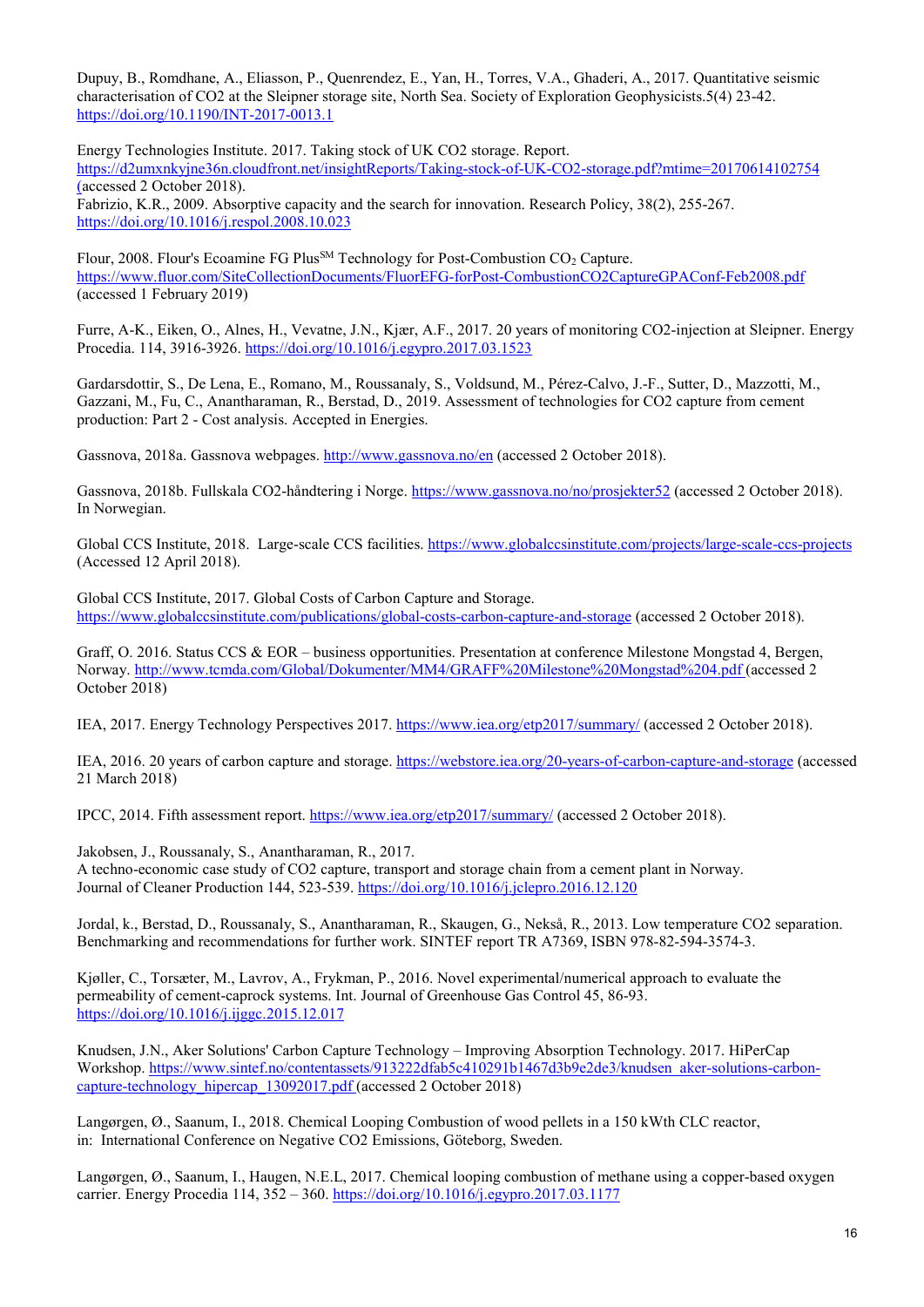Dupuy, B., Romdhane, A., Eliasson, P., Quenrendez, E., Yan, H., Torres, V.A., Ghaderi, A., 2017. Quantitative seismic characterisation of CO2 at the Sleipner storage site, North Sea. Society of Exploration Geophysicists.5(4) 23-42. https://doi.org/10.1190/INT-2017-0013.1

Energy Technologies Institute. 2017. Taking stock of UK CO2 storage. Report. https://d2umxnkyjne36n.cloudfront.net/insightReports/Taking-stock-of-UK-CO2-storage.pdf?mtime=20170614102754 (accessed 2 October 2018).

Fabrizio, K.R., 2009. Absorptive capacity and the search for innovation. Research Policy, 38(2), 255-267. https://doi.org/10.1016/j.respol.2008.10.023

Flour, 2008. Flour's Ecoamine FG Plus[SM] Technology for Post-Combustion $CO_2$ Capture. https://www.fluor.com/SiteCollectionDocuments/FluorEFG-forPost-CombustionCO2CaptureGPAConf-Feb2008.pdf (accessed 1 February 2019)

Furre, A-K., Eiken, O., Alnes, H., Vevatne, J.N., Kjær, A.F., 2017. 20 years of monitoring CO2-injection at Sleipner. Energy Procedia. 114, 3916-3926. https://doi.org/10.1016/j.egypro.2017.03.1523

Gardarsdottir, S., De Lena, E., Romano, M., Roussanaly, S., Voldsund, M., Pérez-Calvo, J.-F., Sutter, D., Mazzotti, M., Gazzani, M., Fu, C., Anantharaman, R., Berstad, D., 2019. Assessment of technologies for CO2 capture from cement production: Part 2 - Cost analysis. Accepted in Energies.

Gassnova, 2018a. Gassnova webpages. http://www.gassnova.no/en (accessed 2 October 2018).

Gassnova, 2018b. Fullskala CO2-håndtering i Norge. https://www.gassnova.no/no/prosjekter52 (accessed 2 October 2018). In Norwegian.

Global CCS Institute, 2018. Large-scale CCS facilities. https://www.globalccsinstitute.com/projects/large-scale-ccs-projects (Accessed 12 April 2018).

Global CCS Institute, 2017. Global Costs of Carbon Capture and Storage. https://www.globalccsinstitute.com/publications/global-costs-carbon-capture-and-storage (accessed 2 October 2018).

Graff, O. 2016. Status CCS & EOR – business opportunities. Presentation at conference Milestone Mongstad 4, Bergen, Norway. http://www.tcmda.com/Global/Dokumenter/MM4/GRAFF%20Milestone%20Mongstad%204.pdf (accessed 2 October 2018)

IEA, 2017. Energy Technology Perspectives 2017. https://www.iea.org/etp2017/summary/ (accessed 2 October 2018).

IEA, 2016. 20 years of carbon capture and storage. https://webstore.iea.org/20-years-of-carbon-capture-and-storage (accessed 21 March 2018)

IPCC, 2014. Fifth assessment report. https://www.iea.org/etp2017/summary/ (accessed 2 October 2018).

Jakobsen, J., Roussanaly, S., Anantharaman, R., 2017. A techno-economic case study of CO2 capture, transport and storage chain from a cement plant in Norway. Journal of Cleaner Production 144, 523-539. https://doi.org/10.1016/j.jclepro.2016.12.120

Jordal, k., Berstad, D., Roussanaly, S., Anantharaman, R., Skaugen, G., Nekså, R., 2013. Low temperature CO2 separation. Benchmarking and recommendations for further work. SINTEF report TR A7369, ISBN 978-82-594-3574-3.

Kjøller, C., Torsæter, M., Lavrov, A., Frykman, P., 2016. Novel experimental/numerical approach to evaluate the permeability of cement-caprock systems. Int. Journal of Greenhouse Gas Control 45, 86-93. https://doi.org/10.1016/j.ijggc.2015.12.017

Knudsen, J.N., Aker Solutions' Carbon Capture Technology – Improving Absorption Technology. 2017. HiPerCap Workshop. https://www.sintef.no/contentassets/913222dfab5c410291b1467d3b9e2de3/knudsen_aker-solutions-carbon-capture-technology_hipercap_13092017.pdf (accessed 2 October 2018)

Langørgen, Ø., Saanum, I., 2018. Chemical Looping Combustion of wood pellets in a 150 kWth CLC reactor, in: International Conference on Negative CO2 Emissions, Göteborg, Sweden.

Langørgen, Ø., Saanum, I., Haugen, N.E.L, 2017. Chemical looping combustion of methane using a copper-based oxygen carrier. Energy Procedia 114, 352 – 360. https://doi.org/10.1016/j.egypro.2017.03.1177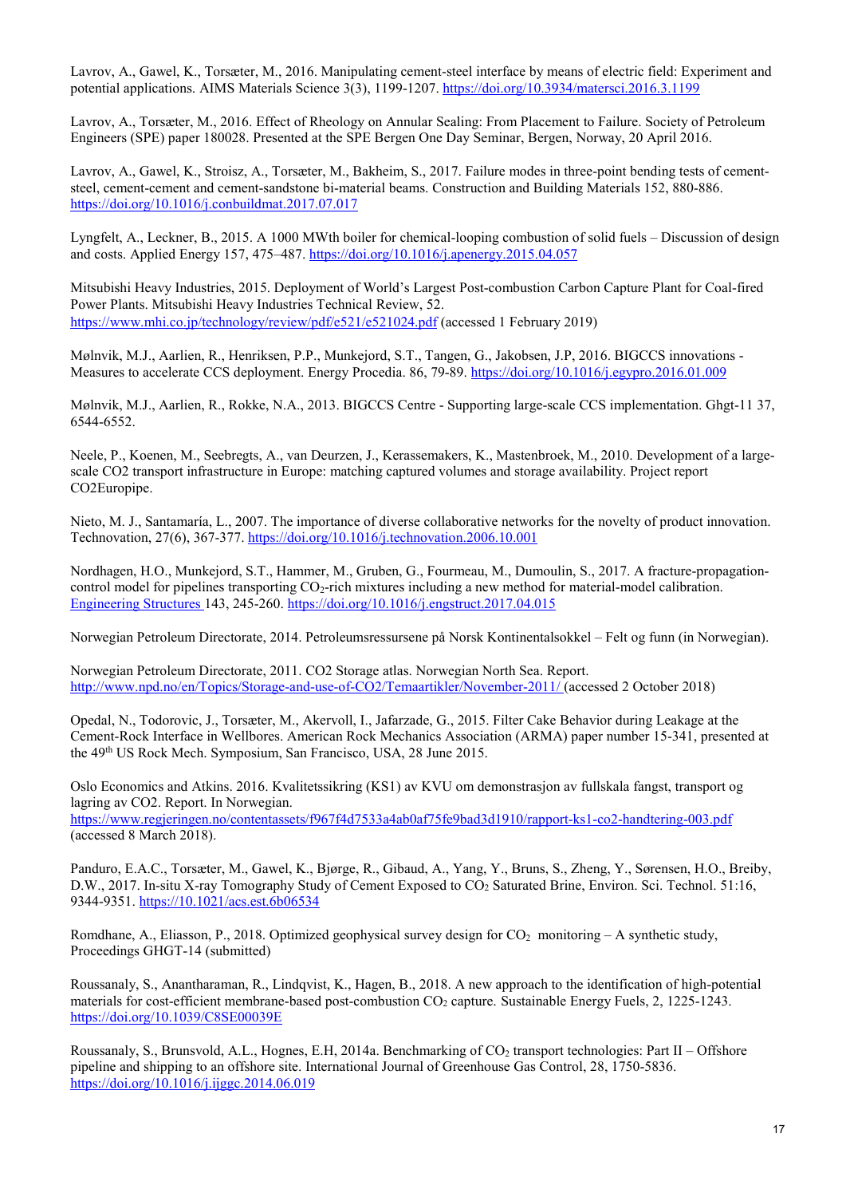Lavrov, A., Gawel, K., Torsæter, M., 2016. Manipulating cement-steel interface by means of electric field: Experiment and potential applications. AIMS Materials Science 3(3), 1199-1207. https://doi.org/10.3934/matersci.2016.3.1199

Lavrov, A., Torsæter, M., 2016. Effect of Rheology on Annular Sealing: From Placement to Failure. Society of Petroleum Engineers (SPE) paper 180028. Presented at the SPE Bergen One Day Seminar, Bergen, Norway, 20 April 2016.

Lavrov, A., Gawel, K., Stroisz, A., Torsæter, M., Bakheim, S., 2017. Failure modes in three-point bending tests of cement-steel, cement-cement and cement-sandstone bi-material beams. Construction and Building Materials 152, 880-886. https://doi.org/10.1016/j.conbuildmat.2017.07.017

Lyngfelt, A., Leckner, B., 2015. A 1000 MWth boiler for chemical-looping combustion of solid fuels – Discussion of design and costs. Applied Energy 157, 475–487. https://doi.org/10.1016/j.apenergy.2015.04.057

Mitsubishi Heavy Industries, 2015. Deployment of World's Largest Post-combustion Carbon Capture Plant for Coal-fired Power Plants. Mitsubishi Heavy Industries Technical Review, 52. https://www.mhi.co.jp/technology/review/pdf/e521/e521024.pdf (accessed 1 February 2019)

Mølnvik, M.J., Aarlien, R., Henriksen, P.P., Munkejord, S.T., Tangen, G., Jakobsen, J.P, 2016. BIGCCS innovations - Measures to accelerate CCS deployment. Energy Procedia. 86, 79-89. https://doi.org/10.1016/j.egypro.2016.01.009

Mølnvik, M.J., Aarlien, R., Rokke, N.A., 2013. BIGCCS Centre - Supporting large-scale CCS implementation. Ghgt-11 37, 6544-6552.

Neele, P., Koenen, M., Seebregts, A., van Deurzen, J., Kerassemakers, K., Mastenbroek, M., 2010. Development of a large-scale CO2 transport infrastructure in Europe: matching captured volumes and storage availability. Project report CO2Europipe.

Nieto, M. J., Santamaría, L., 2007. The importance of diverse collaborative networks for the novelty of product innovation. Technovation, 27(6), 367-377. https://doi.org/10.1016/j.technovation.2006.10.001

Nordhagen, H.O., Munkejord, S.T., Hammer, M., Gruben, G., Fourmeau, M., Dumoulin, S., 2017. A fracture-propagation-control model for pipelines transporting $CO_2$-rich mixtures including a new method for material-model calibration. Engineering Structures 143, 245-260. https://doi.org/10.1016/j.engstruct.2017.04.015

Norwegian Petroleum Directorate, 2014. Petroleumsressursene på Norsk Kontinentalsokkel – Felt og funn (in Norwegian).

Norwegian Petroleum Directorate, 2011. CO2 Storage atlas. Norwegian North Sea. Report. http://www.npd.no/en/Topics/Storage-and-use-of-CO2/Temaartikler/November-2011/ (accessed 2 October 2018)

Opedal, N., Todorovic, J., Torsæter, M., Akervoll, I., Jafarzade, G., 2015. Filter Cake Behavior during Leakage at the Cement-Rock Interface in Wellbores. American Rock Mechanics Association (ARMA) paper number 15-341, presented at the 49th US Rock Mech. Symposium, San Francisco, USA, 28 June 2015.

Oslo Economics and Atkins. 2016. Kvalitetssikring (KS1) av KVU om demonstrasjon av fullskala fangst, transport og lagring av CO2. Report. In Norwegian. https://www.regjeringen.no/contentassets/f967f4d7533a4ab0af75fe9bad3d1910/rapport-ks1-co2-handtering-003.pdf (accessed 8 March 2018).

Panduro, E.A.C., Torsæter, M., Gawel, K., Bjørge, R., Gibaud, A., Yang, Y., Bruns, S., Zheng, Y., Sørensen, H.O., Breiby, D.W., 2017. In-situ X-ray Tomography Study of Cement Exposed to $CO_2$ Saturated Brine, Environ. Sci. Technol. 51:16, 9344-9351. https://10.1021/acs.est.6b06534

Romdhane, A., Eliasson, P., 2018. Optimized geophysical survey design for $CO_2$ monitoring – A synthetic study, Proceedings GHGT-14 (submitted)

Roussanaly, S., Anantharaman, R., Lindqvist, K., Hagen, B., 2018. A new approach to the identification of high-potential materials for cost-efficient membrane-based post-combustion $CO_2$ capture. Sustainable Energy Fuels, 2, 1225-1243. https://doi.org/10.1039/C8SE00039E

Roussanaly, S., Brunsvold, A.L., Hognes, E.H, 2014a. Benchmarking of $CO_2$ transport technologies: Part II – Offshore pipeline and shipping to an offshore site. International Journal of Greenhouse Gas Control, 28, 1750-5836. https://doi.org/10.1016/j.ijggc.2014.06.019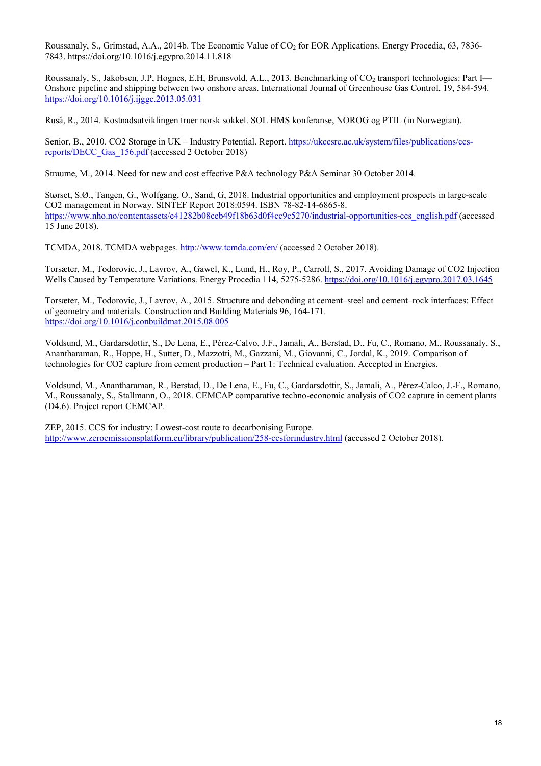Roussanaly, S., Grimstad, A.A., 2014b. The Economic Value of $CO_2$ for EOR Applications. Energy Procedia, 63, 7836-7843. https://doi.org/10.1016/j.egypro.2014.11.818

Roussanaly, S., Jakobsen, J.P, Hognes, E.H, Brunsvold, A.L., 2013. Benchmarking of $CO_2$ transport technologies: Part I—Onshore pipeline and shipping between two onshore areas. International Journal of Greenhouse Gas Control, 19, 584-594. https://doi.org/10.1016/j.ijggc.2013.05.031

Ruså, R., 2014. Kostnadsutviklingen truer norsk sokkel. SOL HMS konferanse, NOROG og PTIL (in Norwegian).

Senior, B., 2010. CO2 Storage in UK – Industry Potential. Report. https://ukccsrc.ac.uk/system/files/publications/ccs-reports/DECC_Gas_156.pdf (accessed 2 October 2018)

Straume, M., 2014. Need for new and cost effective P&A technology P&A Seminar 30 October 2014.

Størset, S.Ø., Tangen, G., Wolfgang, O., Sand, G, 2018. Industrial opportunities and employment prospects in large-scale CO2 management in Norway. SINTEF Report 2018:0594. ISBN 78-82-14-6865-8. https://www.nho.no/contentassets/e41282b08ceb49f18b63d0f4cc9c5270/industrial-opportunities-ccs_english.pdf (accessed 15 June 2018).

TCMDA, 2018. TCMDA webpages. http://www.tcmda.com/en/ (accessed 2 October 2018).

Torsæter, M., Todorovic, J., Lavrov, A., Gawel, K., Lund, H., Roy, P., Carroll, S., 2017. Avoiding Damage of CO2 Injection Wells Caused by Temperature Variations. Energy Procedia 114, 5275-5286. https://doi.org/10.1016/j.egypro.2017.03.1645

Torsæter, M., Todorovic, J., Lavrov, A., 2015. Structure and debonding at cement–steel and cement–rock interfaces: Effect of geometry and materials. Construction and Building Materials 96, 164-171. https://doi.org/10.1016/j.conbuildmat.2015.08.005

Voldsund, M., Gardarsdottir, S., De Lena, E., Pérez-Calvo, J.F., Jamali, A., Berstad, D., Fu, C., Romano, M., Roussanaly, S., Anantharaman, R., Hoppe, H., Sutter, D., Mazzotti, M., Gazzani, M., Giovanni, C., Jordal, K., 2019. Comparison of technologies for CO2 capture from cement production – Part 1: Technical evaluation. Accepted in Energies.

Voldsund, M., Anantharaman, R., Berstad, D., De Lena, E., Fu, C., Gardarsdottir, S., Jamali, A., Pérez-Calco, J.-F., Romano, M., Roussanaly, S., Stallmann, O., 2018. CEMCAP comparative techno-economic analysis of CO2 capture in cement plants (D4.6). Project report CEMCAP.

ZEP, 2015. CCS for industry: Lowest-cost route to decarbonising Europe. http://www.zeroemissionsplatform.eu/library/publication/258-ccsforindustry.html (accessed 2 October 2018).